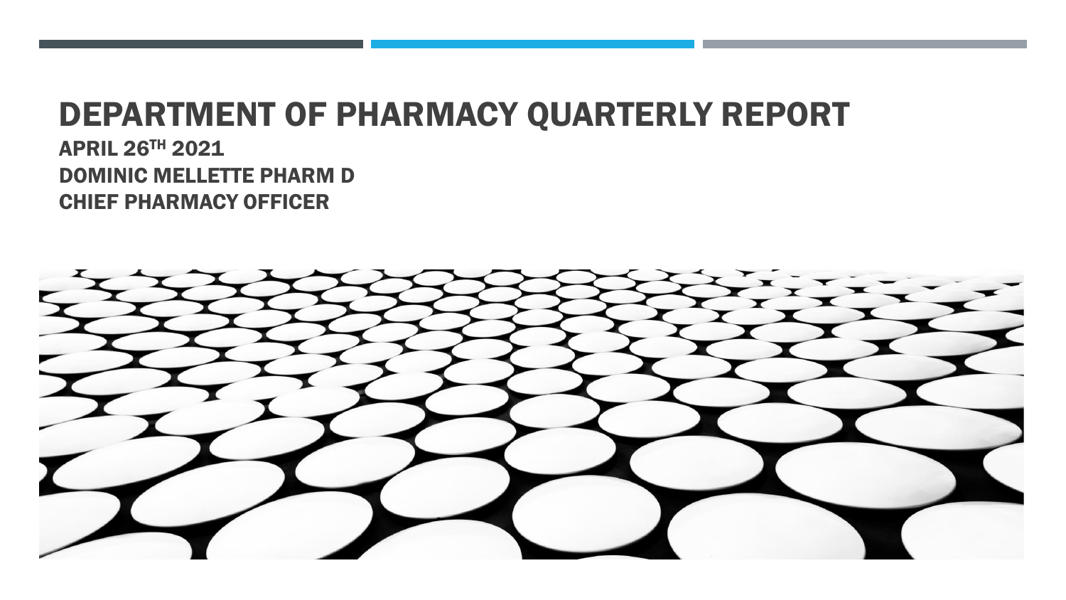# DEPARTMENT OF PHARMACY QUARTERLY REPORT

**APRIL 26TH 2021**
**DOMINIC MELLETTE PHARM D**
**CHIEF PHARMACY OFFICER**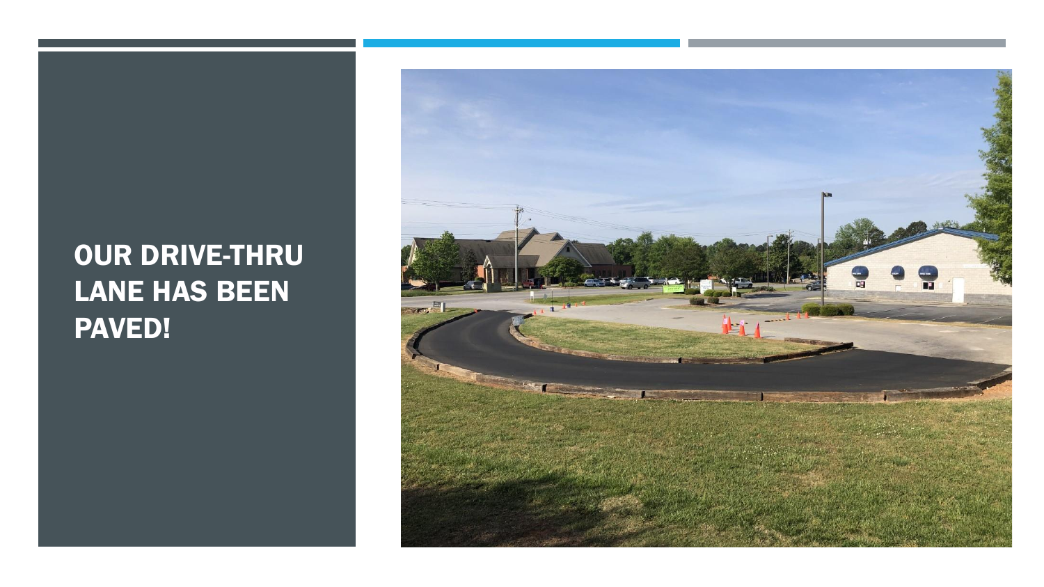# OUR DRIVE-THRU LANE HAS BEEN PAVED!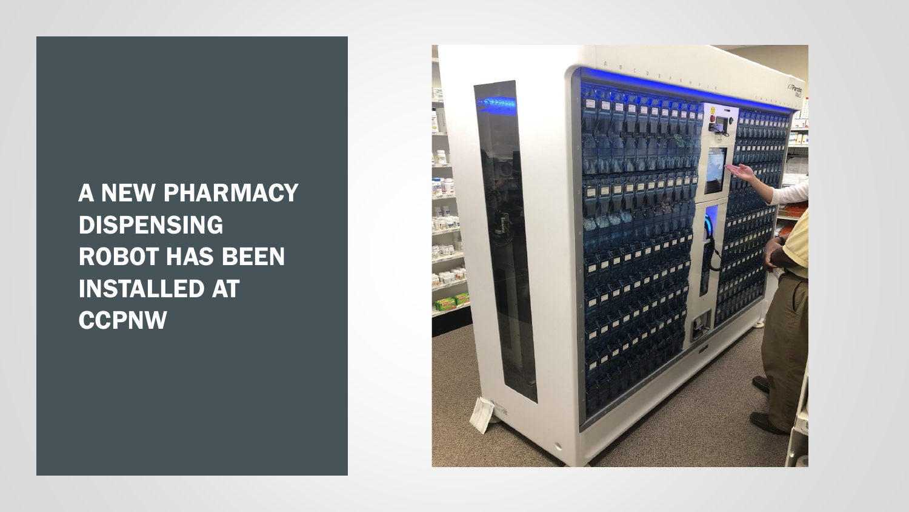# A NEW PHARMACY DISPENSING ROBOT HAS BEEN INSTALLED AT CCPNW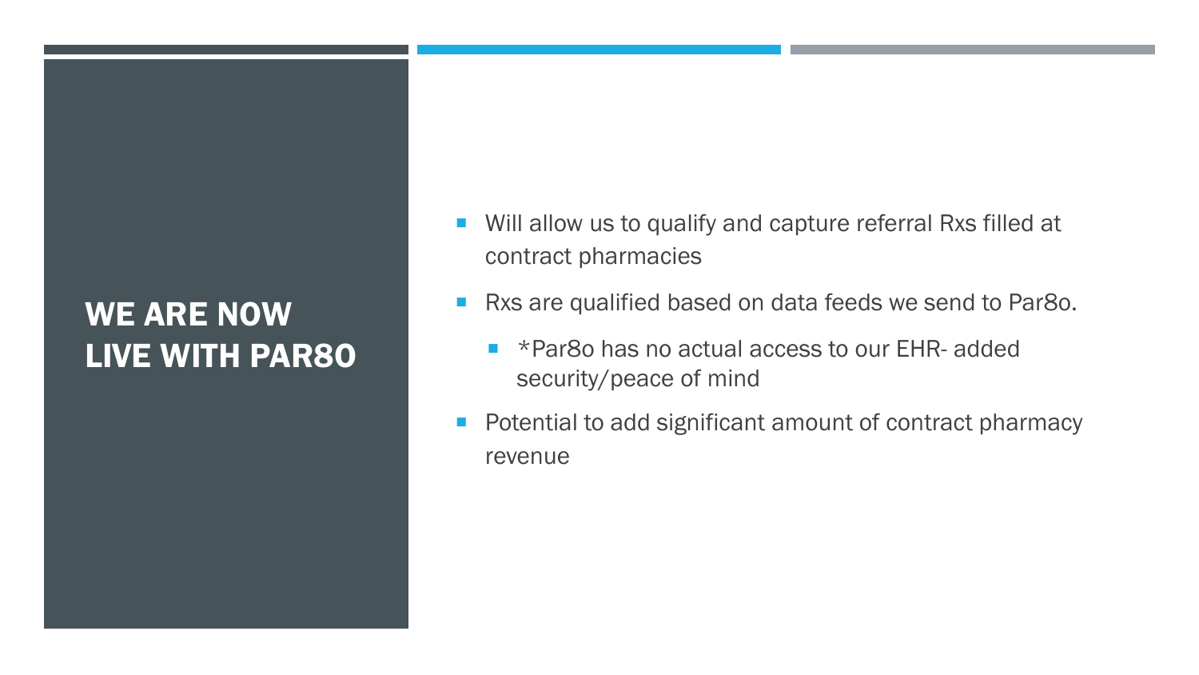# WE ARE NOW LIVE WITH PAR8O

- Will allow us to qualify and capture referral Rxs filled at contract pharmacies
- Rxs are qualified based on data feeds we send to Par8o.
  - *Par8o has no actual access to our EHR- added security/peace of mind
- Potential to add significant amount of contract pharmacy revenue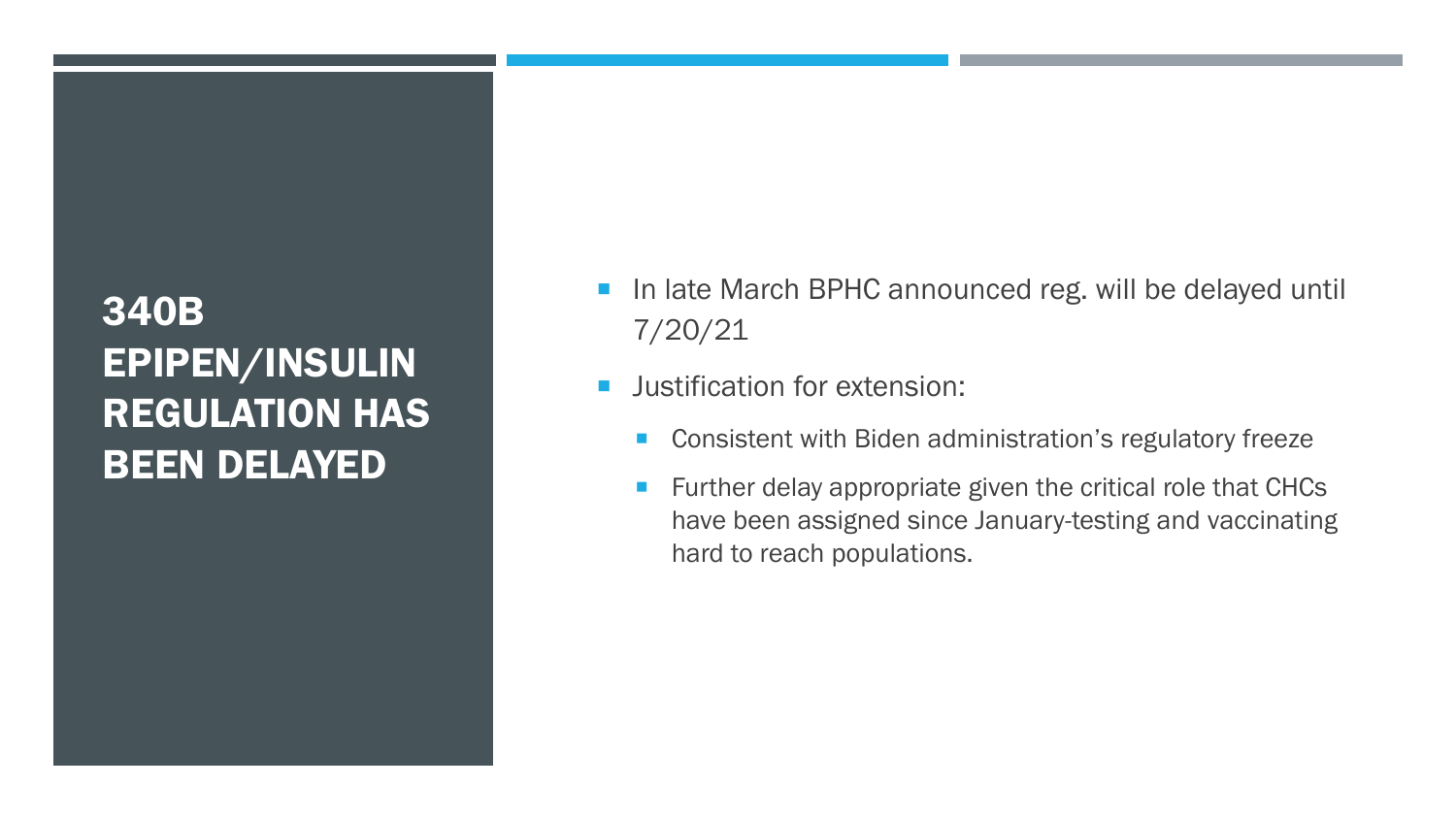# 340B EPIPEN/INSULIN REGULATION HAS BEEN DELAYED

- In late March BPHC announced reg. will be delayed until 7/20/21
- Justification for extension:
  - Consistent with Biden administration's regulatory freeze
  - Further delay appropriate given the critical role that CHCs have been assigned since January-testing and vaccinating hard to reach populations.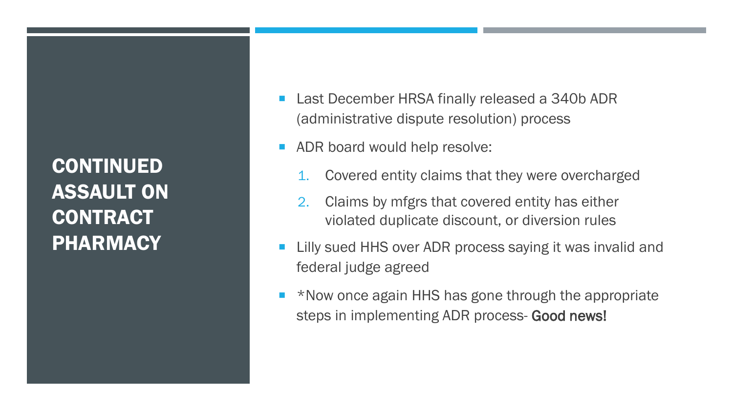# CONTINUED ASSAULT ON CONTRACT PHARMACY

- Last December HRSA finally released a 340b ADR (administrative dispute resolution) process
- ADR board would help resolve:
  1. Covered entity claims that they were overcharged
  2. Claims by mfgrs that covered entity has either violated duplicate discount, or diversion rules
- Lilly sued HHS over ADR process saying it was invalid and federal judge agreed
- *Now once again HHS has gone through the appropriate steps in implementing ADR process- **Good news!**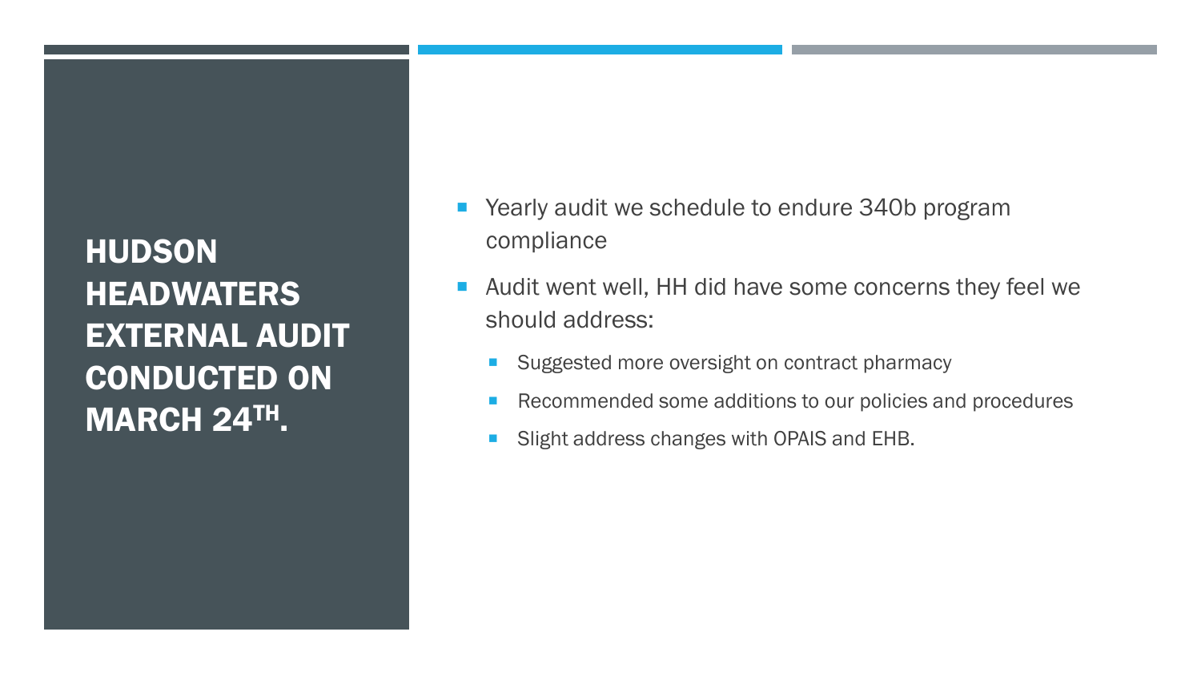# HUDSON HEADWATERS EXTERNAL AUDIT CONDUCTED ON MARCH 24TH.

- Yearly audit we schedule to endure 340b program compliance
- Audit went well, HH did have some concerns they feel we should address:
  - Suggested more oversight on contract pharmacy
  - Recommended some additions to our policies and procedures
  - Slight address changes with OPAIS and EHB.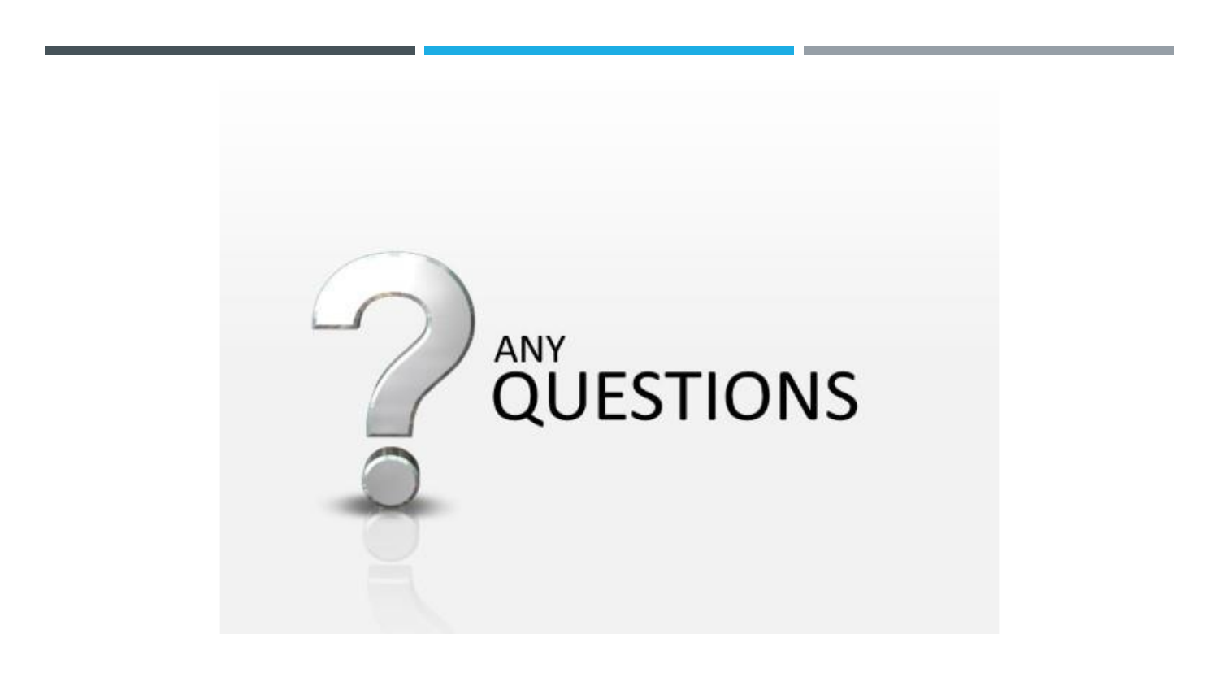ANY QUESTIONS